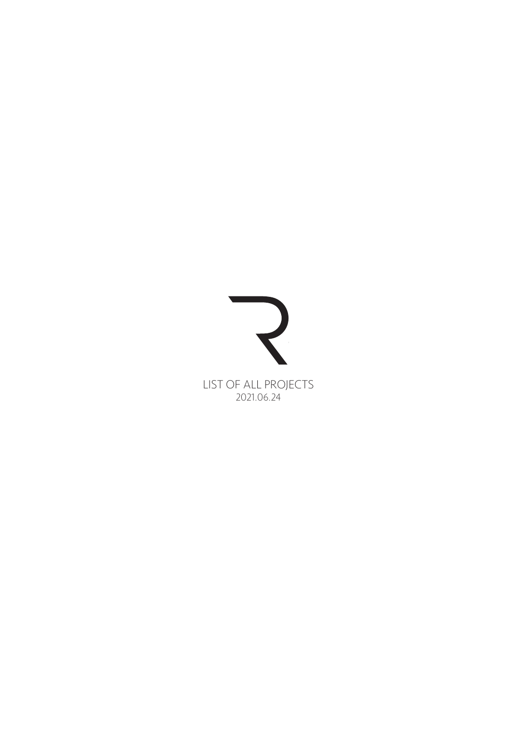# LIST OF ALL PROJECTS

2021.06.24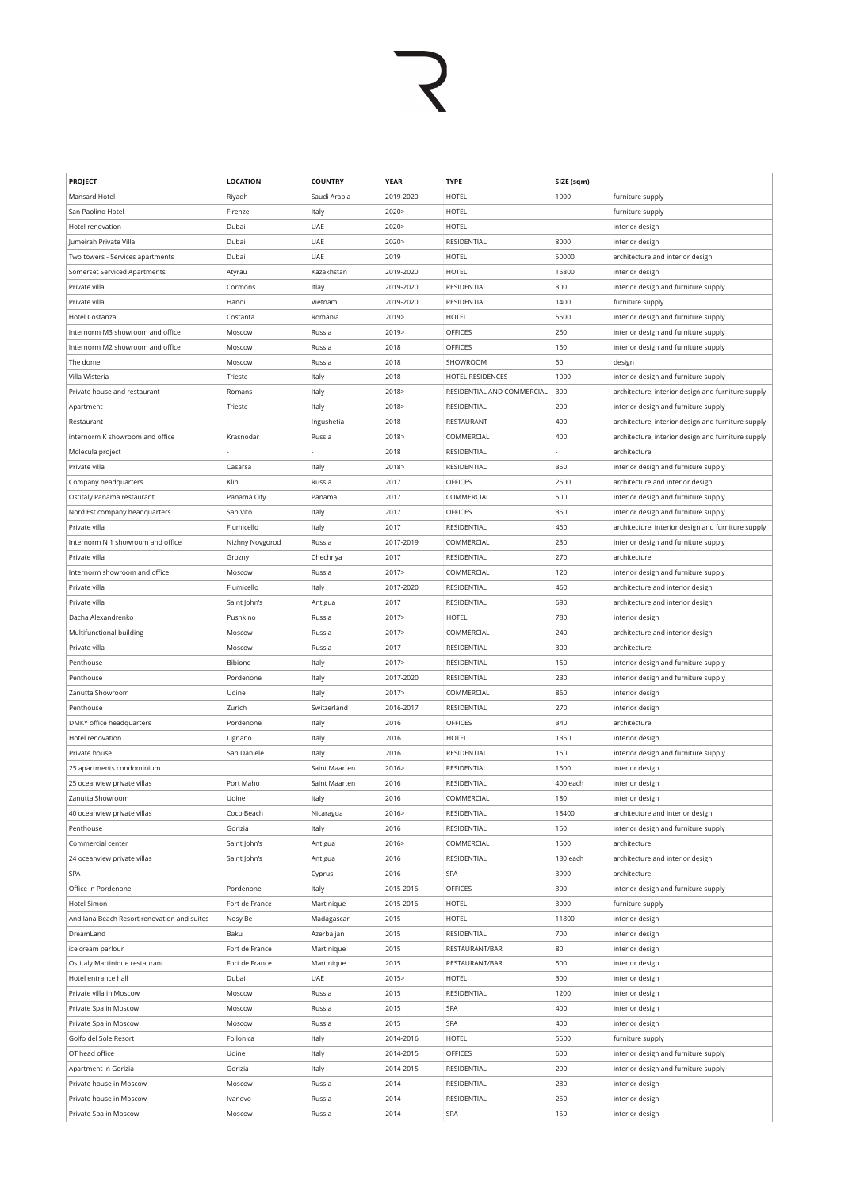| PROJECT | LOCATION | COUNTRY | YEAR | TYPE | SIZE (sqm) | |
|---|---|---|---|---|---|---|
| Mansard Hotel | Riyadh | Saudi Arabia | 2019-2020 | HOTEL | 1000 | furniture supply |
| San Paolino Hotel | Firenze | Italy | 2020> | HOTEL | | furniture supply |
| Hotel renovation | Dubai | UAE | 2020> | HOTEL | | interior design |
| Jumeirah Private Villa | Dubai | UAE | 2020> | RESIDENTIAL | 8000 | interior design |
| Two towers - Services apartments | Dubai | UAE | 2019 | HOTEL | 50000 | architecture and interior design |
| Somerset Serviced Apartments | Atyrau | Kazakhstan | 2019-2020 | HOTEL | 16800 | interior design |
| Private villa | Cormons | Itlay | 2019-2020 | RESIDENTIAL | 300 | interior design and furniture supply |
| Private villa | Hanoi | Vietnam | 2019-2020 | RESIDENTIAL | 1400 | furniture supply |
| Hotel Costanza | Costanta | Romania | 2019> | HOTEL | 5500 | interior design and furniture supply |
| Internorm M3 showroom and office | Moscow | Russia | 2019> | OFFICES | 250 | interior design and furniture supply |
| Internorm M2 showroom and office | Moscow | Russia | 2018 | OFFICES | 150 | interior design and furniture supply |
| The dome | Moscow | Russia | 2018 | SHOWROOM | 50 | design |
| Villa Wisteria | Trieste | Italy | 2018 | HOTEL RESIDENCES | 1000 | interior design and furniture supply |
| Private house and restaurant | Romans | Italy | 2018> | RESIDENTIAL AND COMMERCIAL | 300 | architecture, interior design and furniture supply |
| Apartment | Trieste | Italy | 2018> | RESIDENTIAL | 200 | interior design and furniture supply |
| Restaurant | - | Ingushetia | 2018 | RESTAURANT | 400 | architecture, interior design and furniture supply |
| internorm K showroom and office | Krasnodar | Russia | 2018> | COMMERCIAL | 400 | architecture, interior design and furniture supply |
| Molecula project | - | - | 2018 | RESIDENTIAL | - | architecture |
| Private villa | Casarsa | Italy | 2018> | RESIDENTIAL | 360 | interior design and furniture supply |
| Company headquarters | Klin | Russia | 2017 | OFFICES | 2500 | architecture and interior design |
| Ostitaly Panama restaurant | Panama City | Panama | 2017 | COMMERCIAL | 500 | interior design and furniture supply |
| Nord Est company headquarters | San Vito | Italy | 2017 | OFFICES | 350 | interior design and furniture supply |
| Private villa | Fiumicello | Italy | 2017 | RESIDENTIAL | 460 | architecture, interior design and furniture supply |
| Internorm N 1 showroom and office | Nizhny Novgorod | Russia | 2017-2019 | COMMERCIAL | 230 | interior design and furniture supply |
| Private villa | Grozny | Chechnya | 2017 | RESIDENTIAL | 270 | architecture |
| Internorm showroom and office | Moscow | Russia | 2017> | COMMERCIAL | 120 | interior design and furniture supply |
| Private villa | Fiumicello | Italy | 2017-2020 | RESIDENTIAL | 460 | architecture and interior design |
| Private villa | Saint John's | Antigua | 2017 | RESIDENTIAL | 690 | architecture and interior design |
| Dacha Alexandrenko | Pushkino | Russia | 2017> | HOTEL | 780 | interior design |
| Multifunctional building | Moscow | Russia | 2017> | COMMERCIAL | 240 | architecture and interior design |
| Private villa | Moscow | Russia | 2017 | RESIDENTIAL | 300 | architecture |
| Penthouse | Bibione | Italy | 2017> | RESIDENTIAL | 150 | interior design and furniture supply |
| Penthouse | Pordenone | Italy | 2017-2020 | RESIDENTIAL | 230 | interior design and furniture supply |
| Zanutta Showroom | Udine | Italy | 2017> | COMMERCIAL | 860 | interior design |
| Penthouse | Zurich | Switzerland | 2016-2017 | RESIDENTIAL | 270 | interior design |
| DMKY office headquarters | Pordenone | Italy | 2016 | OFFICES | 340 | architecture |
| Hotel renovation | Lignano | Italy | 2016 | HOTEL | 1350 | interior design |
| Private house | San Daniele | Italy | 2016 | RESIDENTIAL | 150 | interior design and furniture supply |
| 25 apartments condominium | | Saint Maarten | 2016> | RESIDENTIAL | 1500 | interior design |
| 25 oceanview private villas | Port Maho | Saint Maarten | 2016 | RESIDENTIAL | 400 each | interior design |
| Zanutta Showroom | Udine | Italy | 2016 | COMMERCIAL | 180 | interior design |
| 40 oceanview private villas | Coco Beach | Nicaragua | 2016> | RESIDENTIAL | 18400 | architecture and interior design |
| Penthouse | Gorizia | Italy | 2016 | RESIDENTIAL | 150 | interior design and furniture supply |
| Commercial center | Saint John's | Antigua | 2016> | COMMERCIAL | 1500 | architecture |
| 24 oceanview private villas | Saint John's | Antigua | 2016 | RESIDENTIAL | 180 each | architecture and interior design |
| SPA | | Cyprus | 2016 | SPA | 3900 | architecture |
| Office in Pordenone | Pordenone | Italy | 2015-2016 | OFFICES | 300 | interior design and furniture supply |
| Hotel Simon | Fort de France | Martinique | 2015-2016 | HOTEL | 3000 | furniture supply |
| Andilana Beach Resort renovation and suites | Nosy Be | Madagascar | 2015 | HOTEL | 11800 | interior design |
| DreamLand | Baku | Azerbaijan | 2015 | RESIDENTIAL | 700 | interior design |
| ice cream parlour | Fort de France | Martinique | 2015 | RESTAURANT/BAR | 80 | interior design |
| Ostitaly Martinique restaurant | Fort de France | Martinique | 2015 | RESTAURANT/BAR | 500 | interior design |
| Hotel entrance hall | Dubai | UAE | 2015> | HOTEL | 300 | interior design |
| Private villa in Moscow | Moscow | Russia | 2015 | RESIDENTIAL | 1200 | interior design |
| Private Spa in Moscow | Moscow | Russia | 2015 | SPA | 400 | interior design |
| Private Spa in Moscow | Moscow | Russia | 2015 | SPA | 400 | interior design |
| Golfo del Sole Resort | Follonica | Italy | 2014-2016 | HOTEL | 5600 | furniture supply |
| OT head office | Udine | Italy | 2014-2015 | OFFICES | 600 | interior design and furniture supply |
| Apartment in Gorizia | Gorizia | Italy | 2014-2015 | RESIDENTIAL | 200 | interior design and furniture supply |
| Private house in Moscow | Moscow | Russia | 2014 | RESIDENTIAL | 280 | interior design |
| Private house in Moscow | Ivanovo | Russia | 2014 | RESIDENTIAL | 250 | interior design |
| Private Spa in Moscow | Moscow | Russia | 2014 | SPA | 150 | interior design |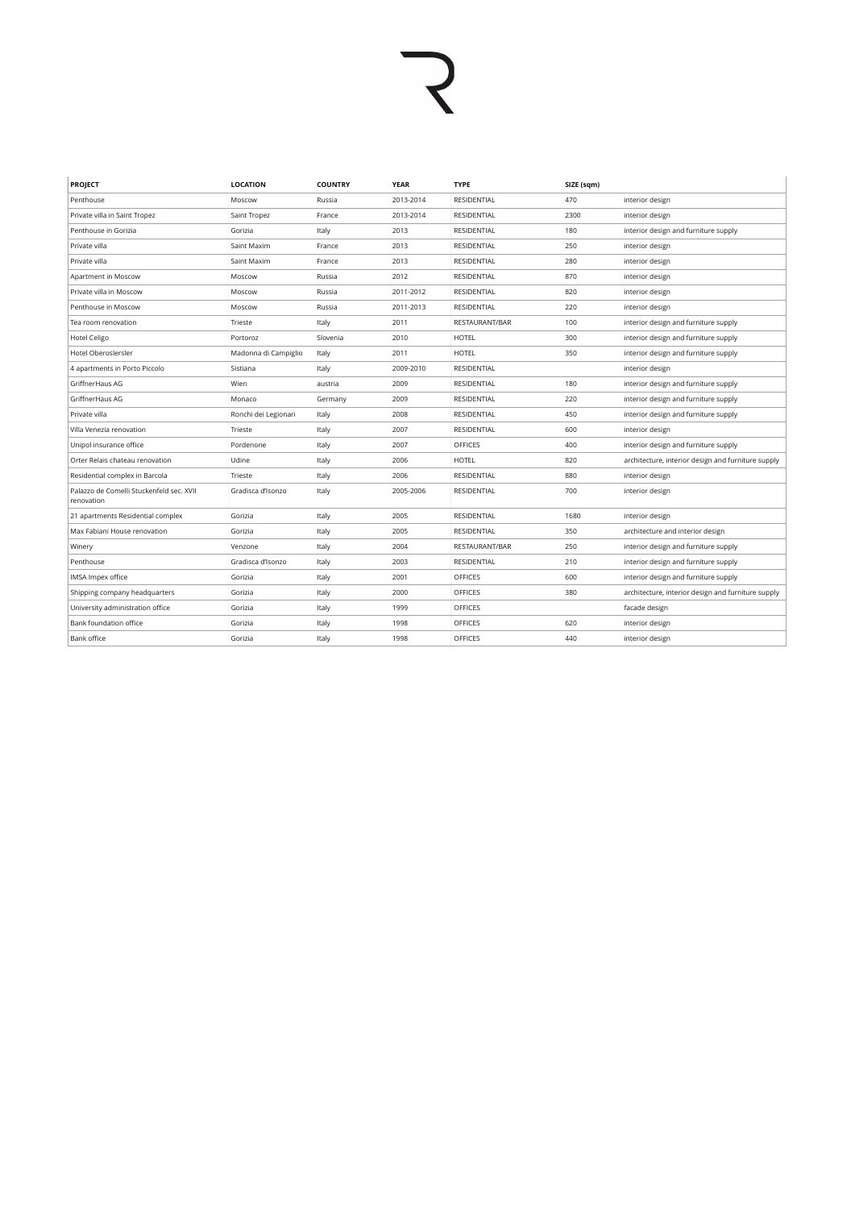| PROJECT | LOCATION | COUNTRY | YEAR | TYPE | SIZE (sqm) | |
|---|---|---|---|---|---|---|
| Penthouse | Moscow | Russia | 2013-2014 | RESIDENTIAL | 470 | interior design |
| Private villa in Saint Tropez | Saint Tropez | France | 2013-2014 | RESIDENTIAL | 2300 | interior design |
| Penthouse in Gorizia | Gorizia | Italy | 2013 | RESIDENTIAL | 180 | interior design and furniture supply |
| Private villa | Saint Maxim | France | 2013 | RESIDENTIAL | 250 | interior design |
| Private villa | Saint Maxim | France | 2013 | RESIDENTIAL | 280 | interior design |
| Apartment in Moscow | Moscow | Russia | 2012 | RESIDENTIAL | 870 | interior design |
| Private villa in Moscow | Moscow | Russia | 2011-2012 | RESIDENTIAL | 820 | interior design |
| Penthouse in Moscow | Moscow | Russia | 2011-2013 | RESIDENTIAL | 220 | interior design |
| Tea room renovation | Trieste | Italy | 2011 | RESTAURANT/BAR | 100 | interior design and furniture supply |
| Hotel Celigo | Portoroz | Slovenia | 2010 | HOTEL | 300 | interior design and furniture supply |
| Hotel Oberoslersler | Madonna di Campiglio | Italy | 2011 | HOTEL | 350 | interior design and furniture supply |
| 4 apartments in Porto Piccolo | Sistiana | Italy | 2009-2010 | RESIDENTIAL | | interior design |
| GriffnerHaus AG | Wien | austria | 2009 | RESIDENTIAL | 180 | interior design and furniture supply |
| GriffnerHaus AG | Monaco | Germany | 2009 | RESIDENTIAL | 220 | interior design and furniture supply |
| Private villa | Ronchi dei Legionari | Italy | 2008 | RESIDENTIAL | 450 | interior design and furniture supply |
| Villa Venezia renovation | Trieste | Italy | 2007 | RESIDENTIAL | 600 | interior design |
| Unipol insurance office | Pordenone | Italy | 2007 | OFFICES | 400 | interior design and furniture supply |
| Orter Relais chateau renovation | Udine | Italy | 2006 | HOTEL | 820 | architecture, interior design and furniture supply |
| Residential complex in Barcola | Trieste | Italy | 2006 | RESIDENTIAL | 880 | interior design |
| Palazzo de Comelli Stuckenfeld sec. XVII renovation | Gradisca d'Isonzo | Italy | 2005-2006 | RESIDENTIAL | 700 | interior design |
| 21 apartments Residential complex | Gorizia | Italy | 2005 | RESIDENTIAL | 1680 | interior design |
| Max Fabiani House renovation | Gorizia | Italy | 2005 | RESIDENTIAL | 350 | architecture and interior design |
| Winery | Venzone | Italy | 2004 | RESTAURANT/BAR | 250 | interior design and furniture supply |
| Penthouse | Gradisca d'Isonzo | Italy | 2003 | RESIDENTIAL | 210 | interior design and furniture supply |
| IMSA Impex office | Gorizia | Italy | 2001 | OFFICES | 600 | interior design and furniture supply |
| Shipping company headquarters | Gorizia | Italy | 2000 | OFFICES | 380 | architecture, interior design and furniture supply |
| University administration office | Gorizia | Italy | 1999 | OFFICES | | facade design |
| Bank foundation office | Gorizia | Italy | 1998 | OFFICES | 620 | interior design |
| Bank office | Gorizia | Italy | 1998 | OFFICES | 440 | interior design |